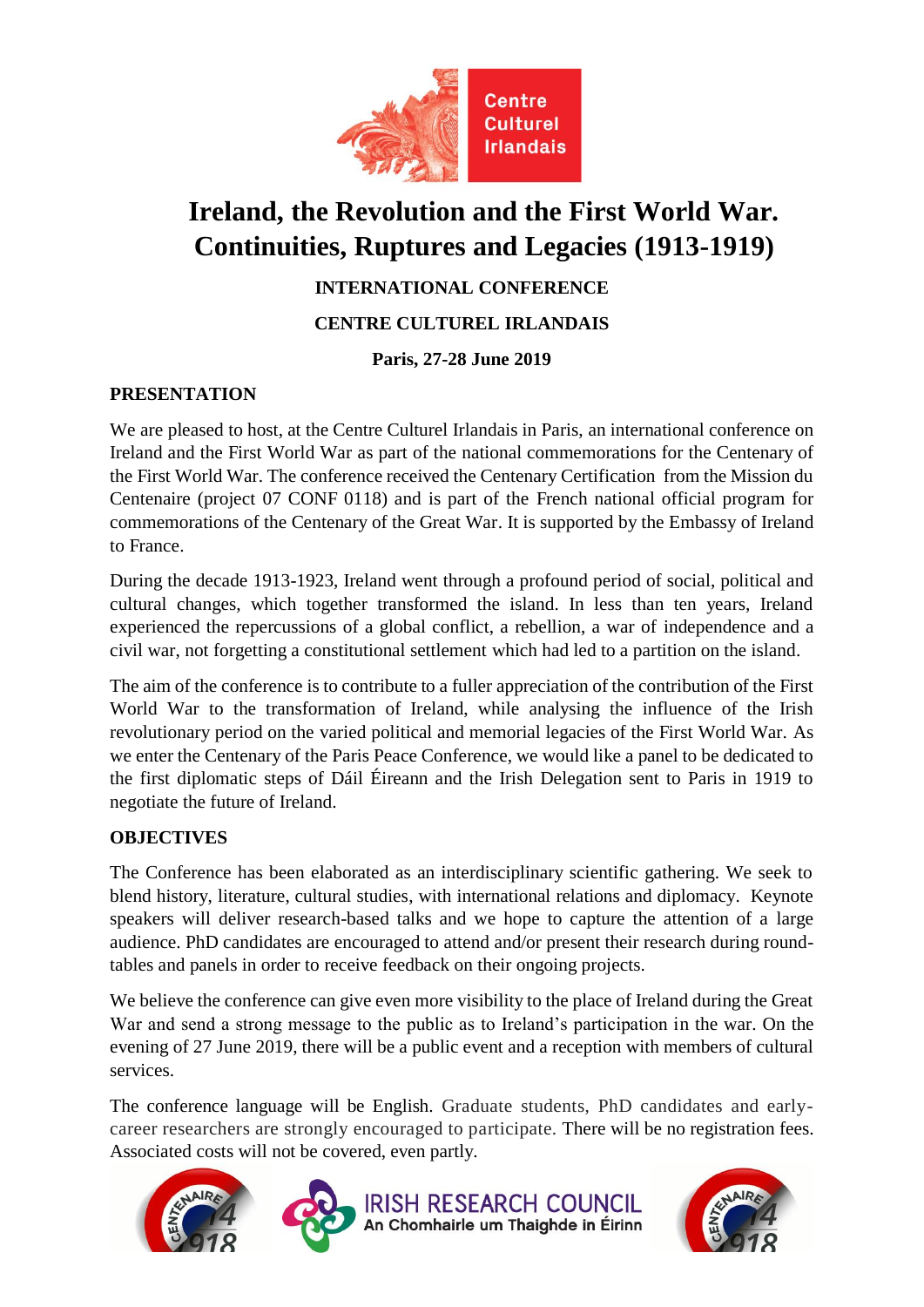Centre Culturel Irlandais

# Ireland, the Revolution and the First World War. Continuities, Ruptures and Legacies (1913-1919)

**INTERNATIONAL CONFERENCE**

**CENTRE CULTUREL IRLANDAIS**

**Paris, 27-28 June 2019**

## PRESENTATION

We are pleased to host, at the Centre Culturel Irlandais in Paris, an international conference on Ireland and the First World War as part of the national commemorations for the Centenary of the First World War. The conference received the Centenary Certification from the Mission du Centenaire (project 07 CONF 0118) and is part of the French national official program for commemorations of the Centenary of the Great War. It is supported by the Embassy of Ireland to France.

During the decade 1913-1923, Ireland went through a profound period of social, political and cultural changes, which together transformed the island. In less than ten years, Ireland experienced the repercussions of a global conflict, a rebellion, a war of independence and a civil war, not forgetting a constitutional settlement which had led to a partition on the island.

The aim of the conference is to contribute to a fuller appreciation of the contribution of the First World War to the transformation of Ireland, while analysing the influence of the Irish revolutionary period on the varied political and memorial legacies of the First World War. As we enter the Centenary of the Paris Peace Conference, we would like a panel to be dedicated to the first diplomatic steps of Dáil Éireann and the Irish Delegation sent to Paris in 1919 to negotiate the future of Ireland.

## OBJECTIVES

The Conference has been elaborated as an interdisciplinary scientific gathering. We seek to blend history, literature, cultural studies, with international relations and diplomacy. Keynote speakers will deliver research-based talks and we hope to capture the attention of a large audience. PhD candidates are encouraged to attend and/or present their research during round-tables and panels in order to receive feedback on their ongoing projects.

We believe the conference can give even more visibility to the place of Ireland during the Great War and send a strong message to the public as to Ireland's participation in the war. On the evening of 27 June 2019, there will be a public event and a reception with members of cultural services.

The conference language will be English. Graduate students, PhD candidates and early-career researchers are strongly encouraged to participate. There will be no registration fees. Associated costs will not be covered, even partly.

IRISH RESEARCH COUNCIL
An Chomhairle um Thaighde in Éirinn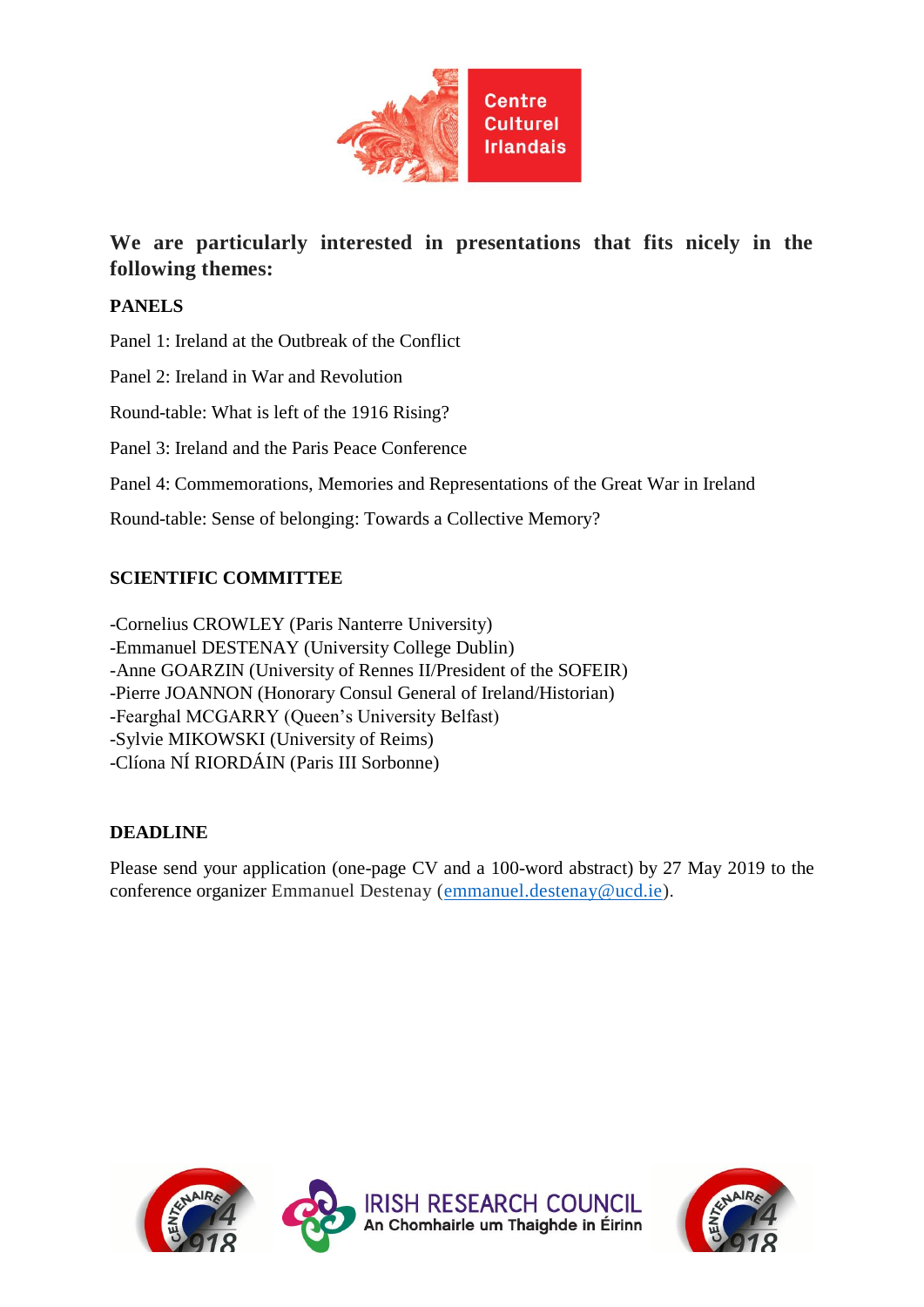Centre Culturel Irlandais

**We are particularly interested in presentations that fits nicely in the following themes:**

**PANELS**

Panel 1: Ireland at the Outbreak of the Conflict

Panel 2: Ireland in War and Revolution

Round-table: What is left of the 1916 Rising?

Panel 3: Ireland and the Paris Peace Conference

Panel 4: Commemorations, Memories and Representations of the Great War in Ireland

Round-table: Sense of belonging: Towards a Collective Memory?

**SCIENTIFIC COMMITTEE**

-Cornelius CROWLEY (Paris Nanterre University)
-Emmanuel DESTENAY (University College Dublin)
-Anne GOARZIN (University of Rennes II/President of the SOFEIR)
-Pierre JOANNON (Honorary Consul General of Ireland/Historian)
-Fearghal MCGARRY (Queen's University Belfast)
-Sylvie MIKOWSKI (University of Reims)
-Clíona NÍ RIORDÁIN (Paris III Sorbonne)

**DEADLINE**

Please send your application (one-page CV and a 100-word abstract) by 27 May 2019 to the conference organizer Emmanuel Destenay (emmanuel.destenay@ucd.ie).

IRISH RESEARCH COUNCIL
An Chomhairle um Thaighde in Éirinn